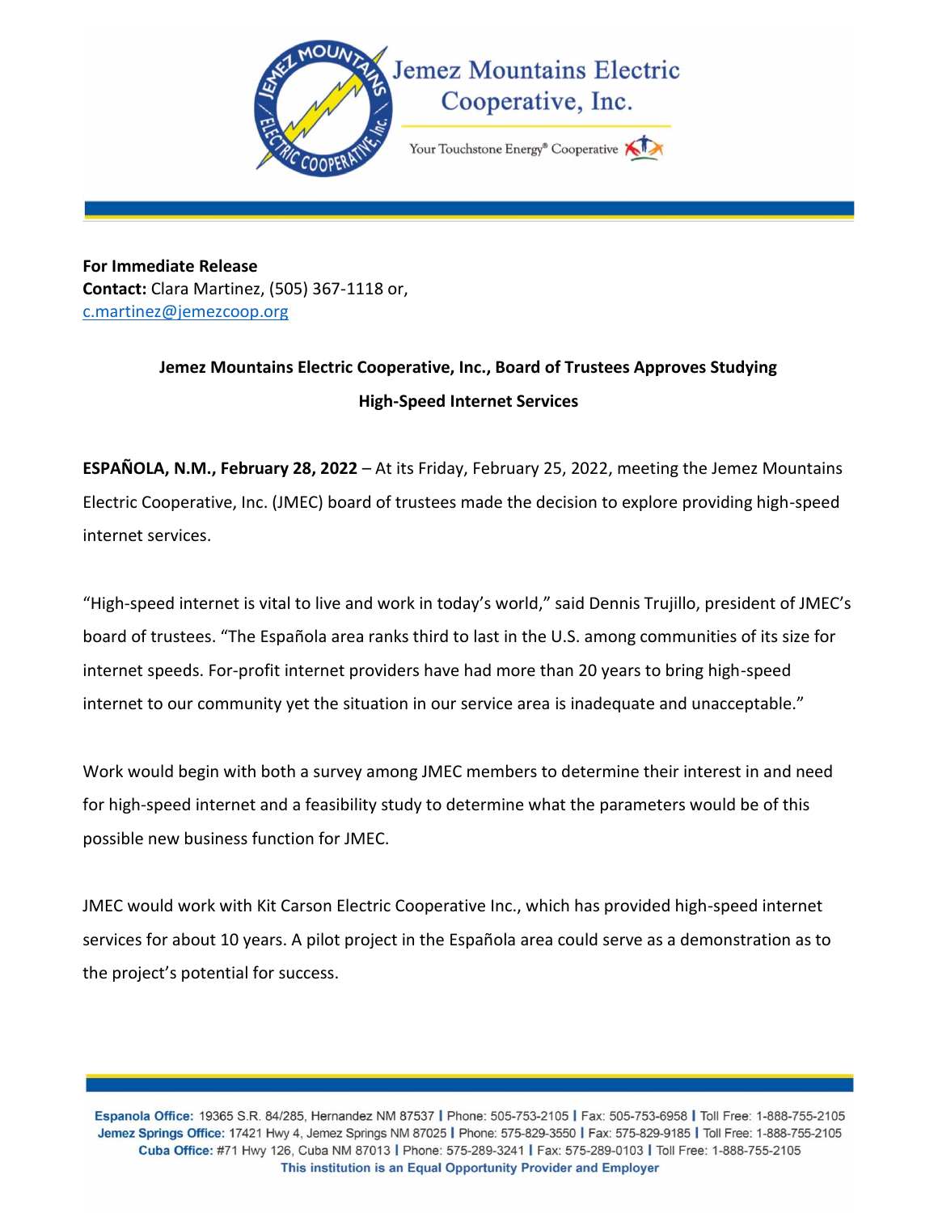Jemez Mountains Electric Cooperative, Inc.

Your Touchstone Energy® Cooperative

**For Immediate Release**
**Contact:** Clara Martinez, (505) 367-1118 or,
c.martinez@jemezcoop.org

## Jemez Mountains Electric Cooperative, Inc., Board of Trustees Approves Studying High-Speed Internet Services

**ESPAÑOLA, N.M., February 28, 2022** – At its Friday, February 25, 2022, meeting the Jemez Mountains Electric Cooperative, Inc. (JMEC) board of trustees made the decision to explore providing high-speed internet services.

"High-speed internet is vital to live and work in today's world," said Dennis Trujillo, president of JMEC's board of trustees. "The Española area ranks third to last in the U.S. among communities of its size for internet speeds. For-profit internet providers have had more than 20 years to bring high-speed internet to our community yet the situation in our service area is inadequate and unacceptable."

Work would begin with both a survey among JMEC members to determine their interest in and need for high-speed internet and a feasibility study to determine what the parameters would be of this possible new business function for JMEC.

JMEC would work with Kit Carson Electric Cooperative Inc., which has provided high-speed internet services for about 10 years. A pilot project in the Española area could serve as a demonstration as to the project's potential for success.

**Espanola Office:** 19365 S.R. 84/285, Hernandez NM 87537 | Phone: 505-753-2105 | Fax: 505-753-6958 | Toll Free: 1-888-755-2105
**Jemez Springs Office:** 17421 Hwy 4, Jemez Springs NM 87025 | Phone: 575-829-3550 | Fax: 575-829-9185 | Toll Free: 1-888-755-2105
**Cuba Office:** #71 Hwy 126, Cuba NM 87013 | Phone: 575-289-3241 | Fax: 575-289-0103 | Toll Free: 1-888-755-2105
**This institution is an Equal Opportunity Provider and Employer**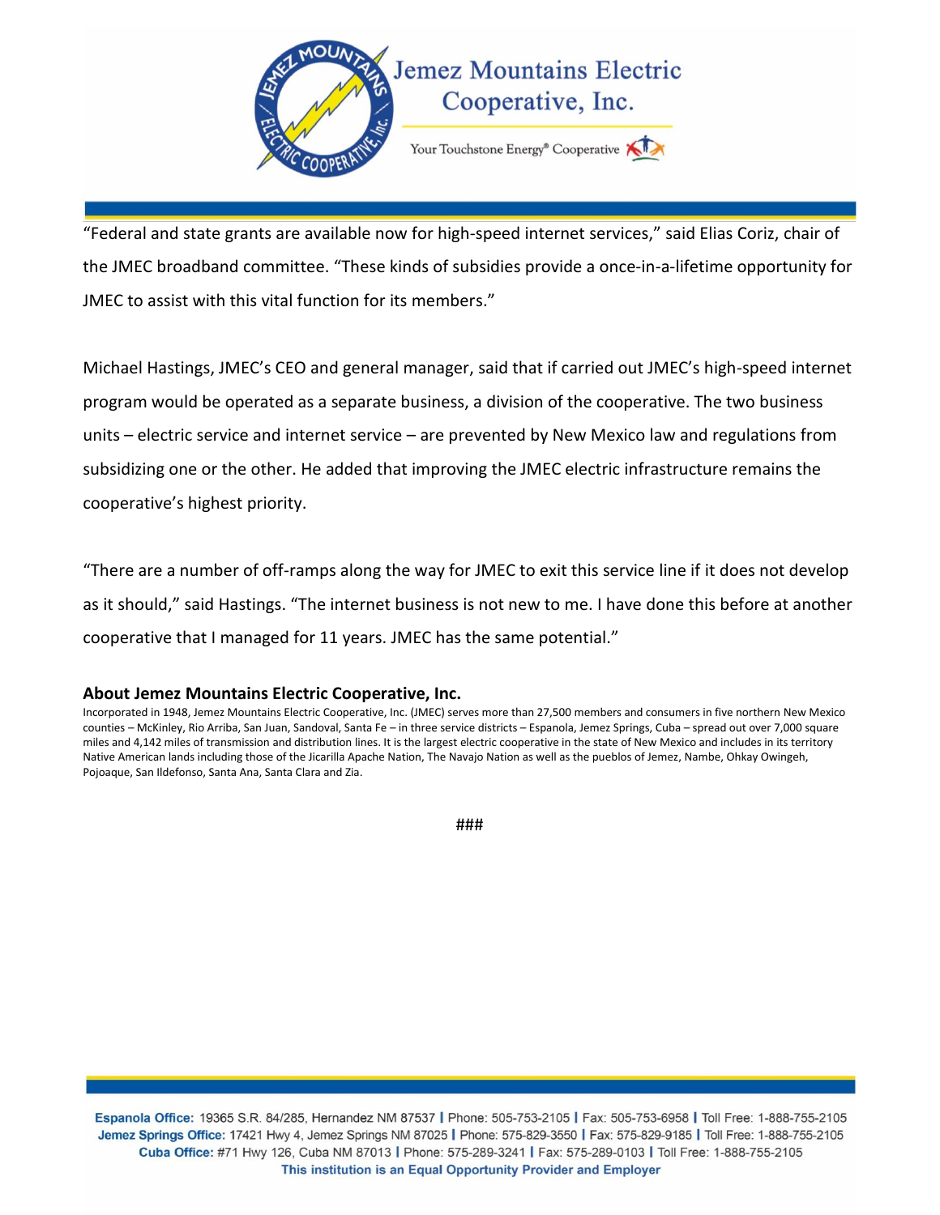"Federal and state grants are available now for high-speed internet services," said Elias Coriz, chair of the JMEC broadband committee. "These kinds of subsidies provide a once-in-a-lifetime opportunity for JMEC to assist with this vital function for its members."

Michael Hastings, JMEC's CEO and general manager, said that if carried out JMEC's high-speed internet program would be operated as a separate business, a division of the cooperative. The two business units – electric service and internet service – are prevented by New Mexico law and regulations from subsidizing one or the other. He added that improving the JMEC electric infrastructure remains the cooperative's highest priority.

"There are a number of off-ramps along the way for JMEC to exit this service line if it does not develop as it should," said Hastings. "The internet business is not new to me. I have done this before at another cooperative that I managed for 11 years. JMEC has the same potential."

**About Jemez Mountains Electric Cooperative, Inc.**

Incorporated in 1948, Jemez Mountains Electric Cooperative, Inc. (JMEC) serves more than 27,500 members and consumers in five northern New Mexico counties – McKinley, Rio Arriba, San Juan, Sandoval, Santa Fe – in three service districts – Espanola, Jemez Springs, Cuba – spread out over 7,000 square miles and 4,142 miles of transmission and distribution lines. It is the largest electric cooperative in the state of New Mexico and includes in its territory Native American lands including those of the Jicarilla Apache Nation, The Navajo Nation as well as the pueblos of Jemez, Nambe, Ohkay Owingeh, Pojoaque, San Ildefonso, Santa Ana, Santa Clara and Zia.

###